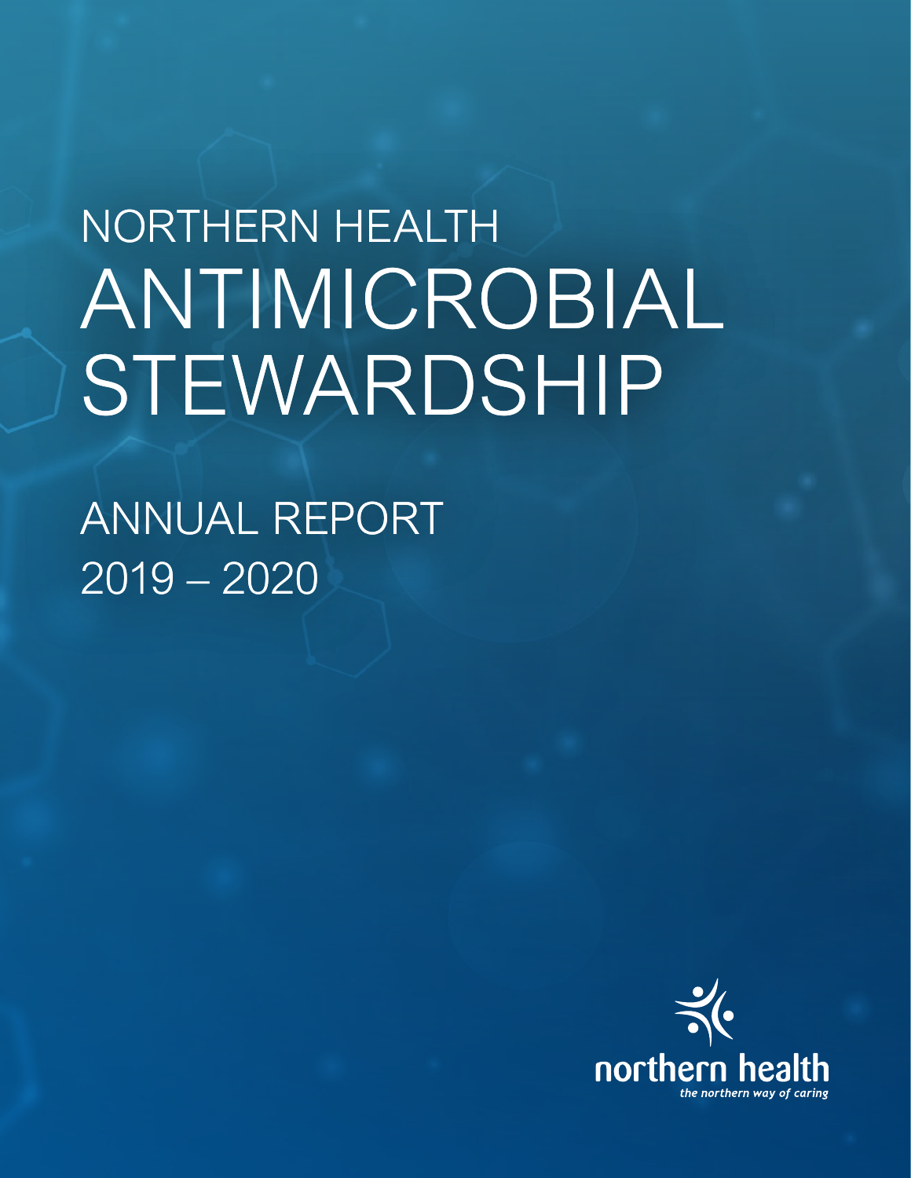# NORTHERN HEALTH ANTIMICROBIAL STEWARDSHIP

## ANNUAL REPORT 2019 – 2020

northern health

*the northern way of caring*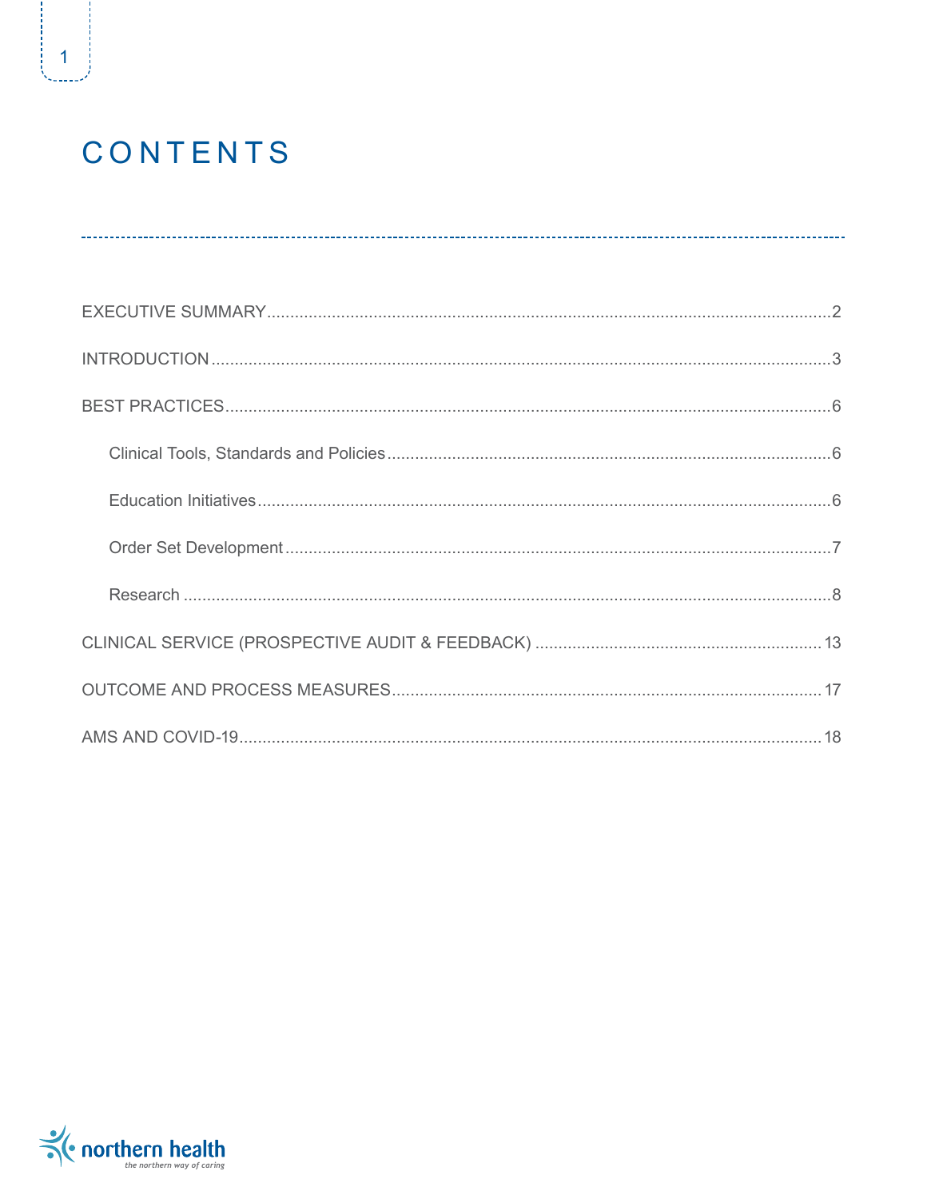# CONTENTS

EXECUTIVE SUMMARY ........ 2

INTRODUCTION ........ 3

BEST PRACTICES ........ 6

- Clinical Tools, Standards and Policies ........ 6
- Education Initiatives ........ 6
- Order Set Development ........ 7
- Research ........ 8

CLINICAL SERVICE (PROSPECTIVE AUDIT & FEEDBACK) ........ 13

OUTCOME AND PROCESS MEASURES ........ 17

AMS AND COVID-19 ........ 18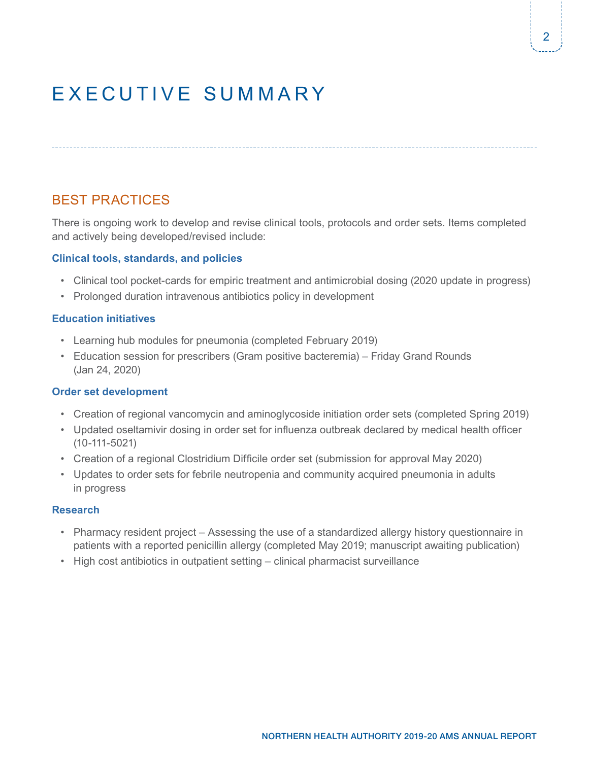# EXECUTIVE SUMMARY

## BEST PRACTICES

There is ongoing work to develop and revise clinical tools, protocols and order sets. Items completed and actively being developed/revised include:

### Clinical tools, standards, and policies

- Clinical tool pocket-cards for empiric treatment and antimicrobial dosing (2020 update in progress)
- Prolonged duration intravenous antibiotics policy in development

### Education initiatives

- Learning hub modules for pneumonia (completed February 2019)
- Education session for prescribers (Gram positive bacteremia) – Friday Grand Rounds (Jan 24, 2020)

### Order set development

- Creation of regional vancomycin and aminoglycoside initiation order sets (completed Spring 2019)
- Updated oseltamivir dosing in order set for influenza outbreak declared by medical health officer (10-111-5021)
- Creation of a regional Clostridium Difficile order set (submission for approval May 2020)
- Updates to order sets for febrile neutropenia and community acquired pneumonia in adults in progress

### Research

- Pharmacy resident project – Assessing the use of a standardized allergy history questionnaire in patients with a reported penicillin allergy (completed May 2019; manuscript awaiting publication)
- High cost antibiotics in outpatient setting – clinical pharmacist surveillance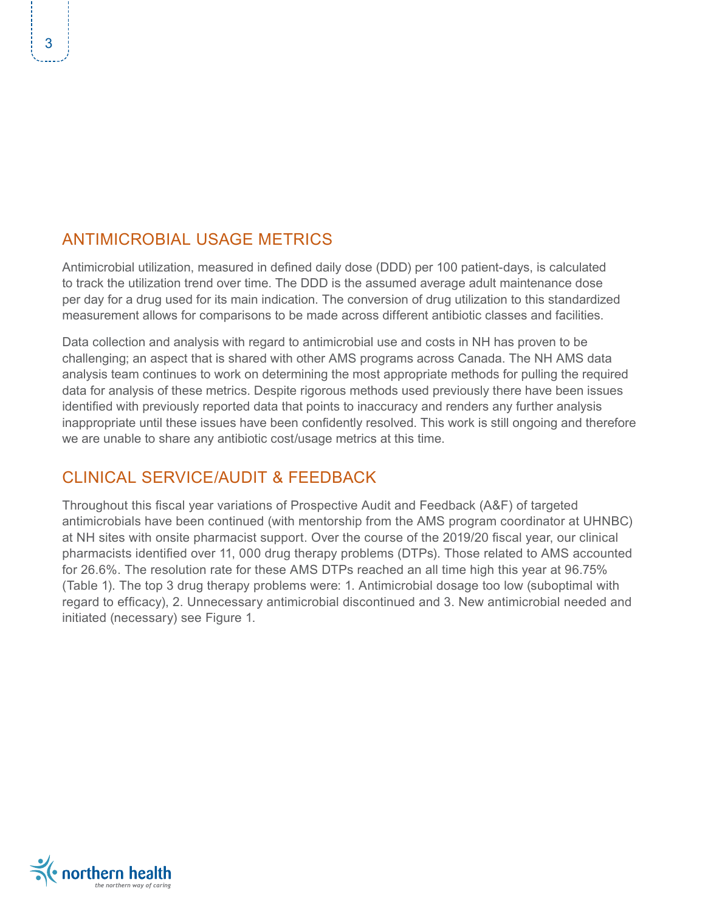## ANTIMICROBIAL USAGE METRICS

Antimicrobial utilization, measured in defined daily dose (DDD) per 100 patient-days, is calculated to track the utilization trend over time. The DDD is the assumed average adult maintenance dose per day for a drug used for its main indication. The conversion of drug utilization to this standardized measurement allows for comparisons to be made across different antibiotic classes and facilities.

Data collection and analysis with regard to antimicrobial use and costs in NH has proven to be challenging; an aspect that is shared with other AMS programs across Canada. The NH AMS data analysis team continues to work on determining the most appropriate methods for pulling the required data for analysis of these metrics. Despite rigorous methods used previously there have been issues identified with previously reported data that points to inaccuracy and renders any further analysis inappropriate until these issues have been confidently resolved. This work is still ongoing and therefore we are unable to share any antibiotic cost/usage metrics at this time.

## CLINICAL SERVICE/AUDIT & FEEDBACK

Throughout this fiscal year variations of Prospective Audit and Feedback (A&F) of targeted antimicrobials have been continued (with mentorship from the AMS program coordinator at UHNBC) at NH sites with onsite pharmacist support. Over the course of the 2019/20 fiscal year, our clinical pharmacists identified over 11, 000 drug therapy problems (DTPs). Those related to AMS accounted for 26.6%. The resolution rate for these AMS DTPs reached an all time high this year at 96.75% (Table 1). The top 3 drug therapy problems were: 1. Antimicrobial dosage too low (suboptimal with regard to efficacy), 2. Unnecessary antimicrobial discontinued and 3. New antimicrobial needed and initiated (necessary) see Figure 1.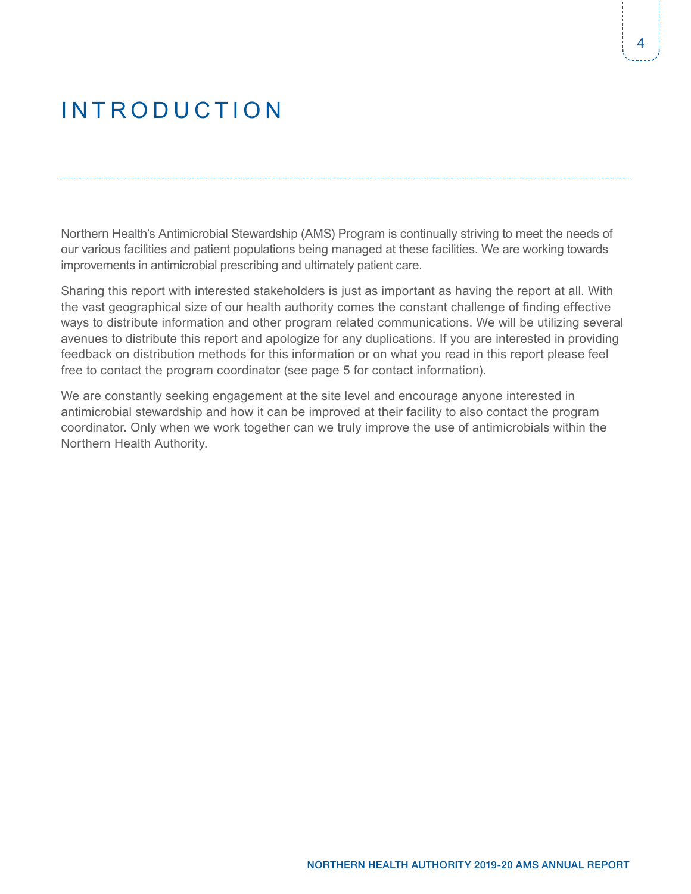# INTRODUCTION

Northern Health's Antimicrobial Stewardship (AMS) Program is continually striving to meet the needs of our various facilities and patient populations being managed at these facilities. We are working towards improvements in antimicrobial prescribing and ultimately patient care.

Sharing this report with interested stakeholders is just as important as having the report at all. With the vast geographical size of our health authority comes the constant challenge of finding effective ways to distribute information and other program related communications. We will be utilizing several avenues to distribute this report and apologize for any duplications. If you are interested in providing feedback on distribution methods for this information or on what you read in this report please feel free to contact the program coordinator (see page 5 for contact information).

We are constantly seeking engagement at the site level and encourage anyone interested in antimicrobial stewardship and how it can be improved at their facility to also contact the program coordinator. Only when we work together can we truly improve the use of antimicrobials within the Northern Health Authority.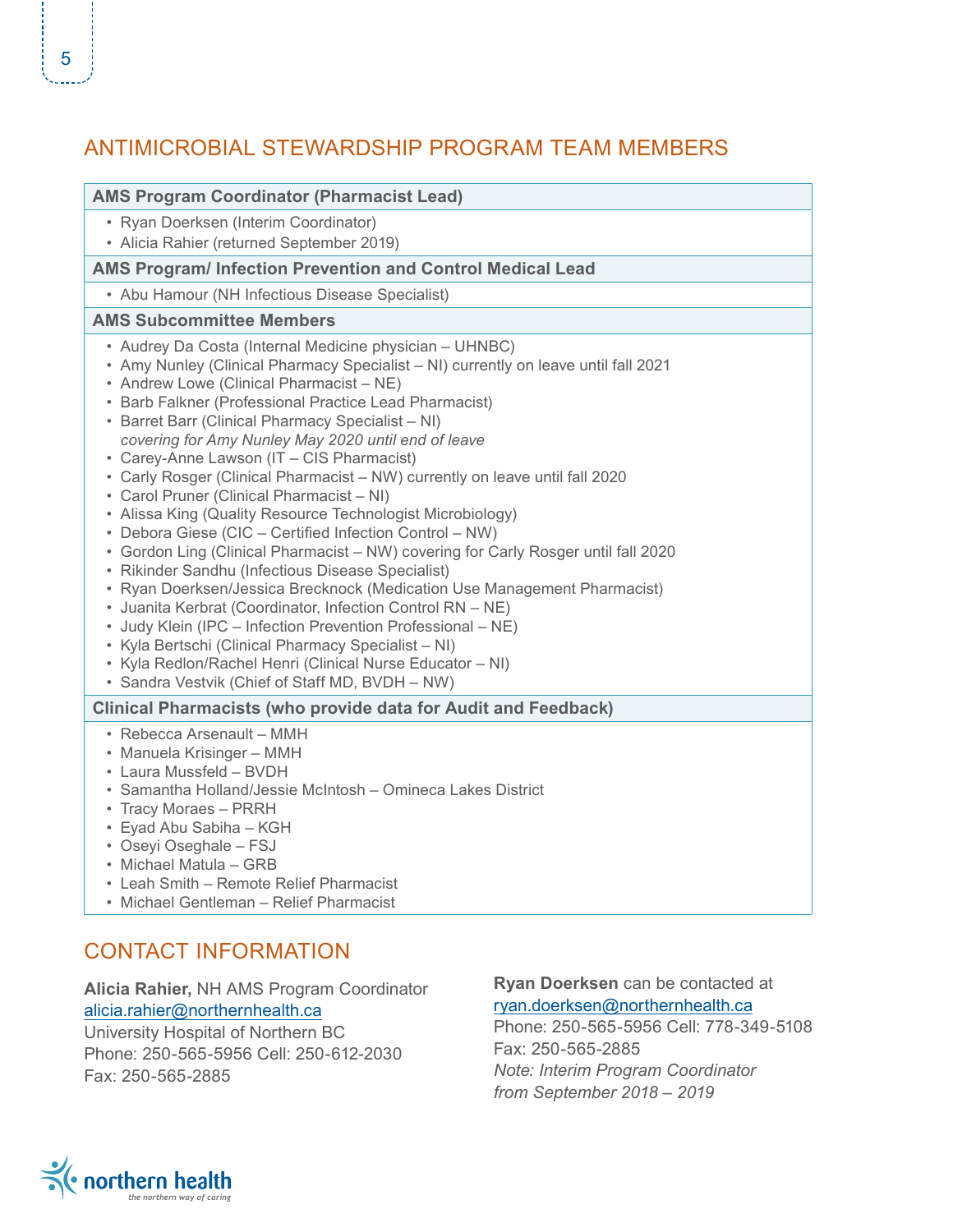## ANTIMICROBIAL STEWARDSHIP PROGRAM TEAM MEMBERS

### AMS Program Coordinator (Pharmacist Lead)

- Ryan Doerksen (Interim Coordinator)
- Alicia Rahier (returned September 2019)

### AMS Program/ Infection Prevention and Control Medical Lead

- Abu Hamour (NH Infectious Disease Specialist)

### AMS Subcommittee Members

- Audrey Da Costa (Internal Medicine physician – UHNBC)
- Amy Nunley (Clinical Pharmacy Specialist – NI) currently on leave until fall 2021
- Andrew Lowe (Clinical Pharmacist – NE)
- Barb Falkner (Professional Practice Lead Pharmacist)
- Barret Barr (Clinical Pharmacy Specialist – NI)  
  *covering for Amy Nunley May 2020 until end of leave*
- Carey-Anne Lawson (IT – CIS Pharmacist)
- Carly Rosger (Clinical Pharmacist – NW) currently on leave until fall 2020
- Carol Pruner (Clinical Pharmacist – NI)
- Alissa King (Quality Resource Technologist Microbiology)
- Debora Giese (CIC – Certified Infection Control – NW)
- Gordon Ling (Clinical Pharmacist – NW) covering for Carly Rosger until fall 2020
- Rikinder Sandhu (Infectious Disease Specialist)
- Ryan Doerksen/Jessica Brecknock (Medication Use Management Pharmacist)
- Juanita Kerbrat (Coordinator, Infection Control RN – NE)
- Judy Klein (IPC – Infection Prevention Professional – NE)
- Kyla Bertschi (Clinical Pharmacy Specialist – NI)
- Kyla Redlon/Rachel Henri (Clinical Nurse Educator – NI)
- Sandra Vestvik (Chief of Staff MD, BVDH – NW)

### Clinical Pharmacists (who provide data for Audit and Feedback)

- Rebecca Arsenault – MMH
- Manuela Krisinger – MMH
- Laura Mussfeld – BVDH
- Samantha Holland/Jessie McIntosh – Omineca Lakes District
- Tracy Moraes – PRRH
- Eyad Abu Sabiha – KGH
- Oseyi Oseghale – FSJ
- Michael Matula – GRB
- Leah Smith – Remote Relief Pharmacist
- Michael Gentleman – Relief Pharmacist

## CONTACT INFORMATION

**Alicia Rahier,** NH AMS Program Coordinator  
alicia.rahier@northernhealth.ca  
University Hospital of Northern BC  
Phone: 250-565-5956 Cell: 250-612-2030  
Fax: 250-565-2885

**Ryan Doerksen** can be contacted at  
ryan.doerksen@northernhealth.ca  
Phone: 250-565-5956 Cell: 778-349-5108  
Fax: 250-565-2885  
*Note: Interim Program Coordinator from September 2018 – 2019*

northern health  
*the northern way of caring*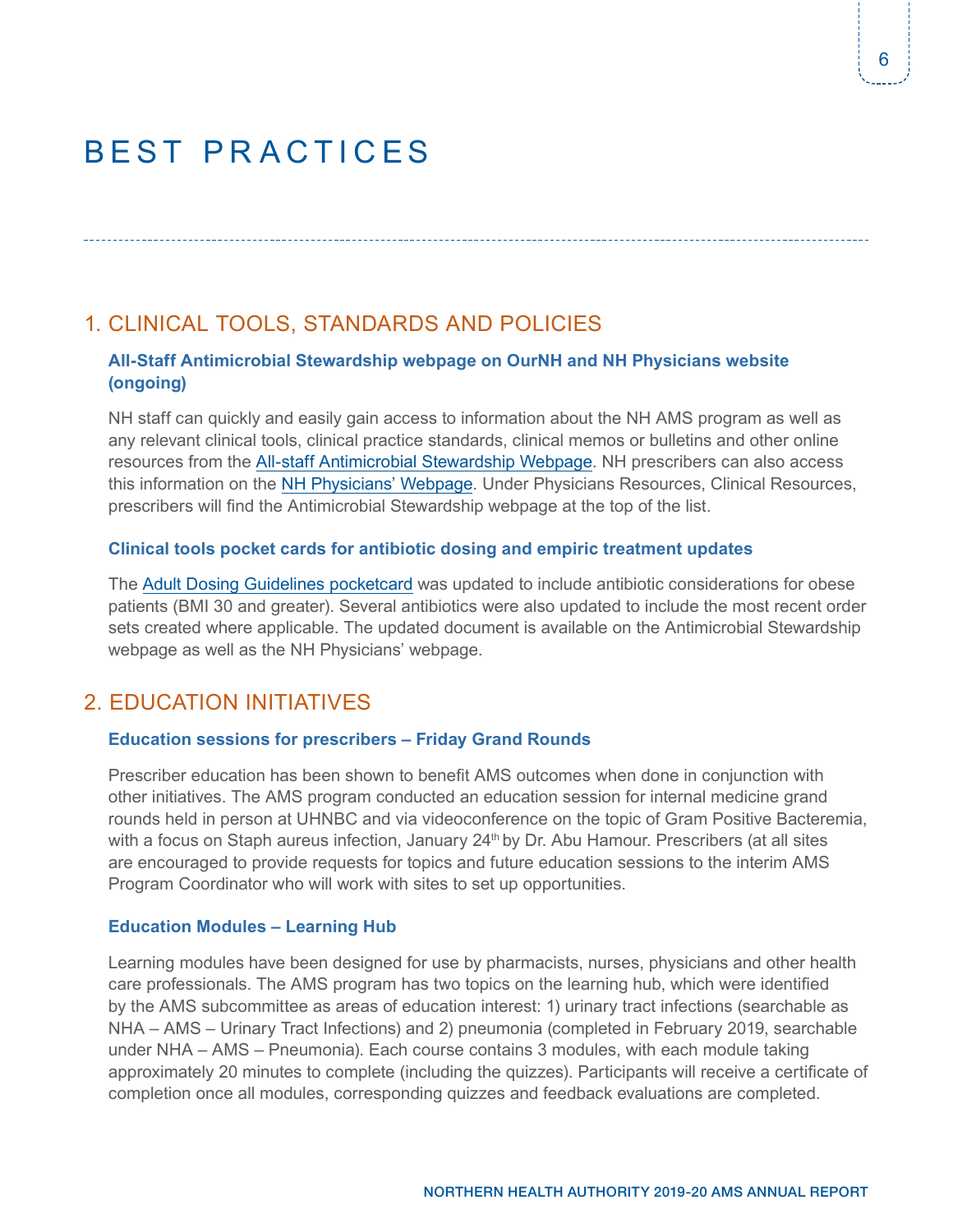# BEST PRACTICES

## 1. CLINICAL TOOLS, STANDARDS AND POLICIES

### All-Staff Antimicrobial Stewardship webpage on OurNH and NH Physicians website (ongoing)

NH staff can quickly and easily gain access to information about the NH AMS program as well as any relevant clinical tools, clinical practice standards, clinical memos or bulletins and other online resources from the All-staff Antimicrobial Stewardship Webpage. NH prescribers can also access this information on the NH Physicians' Webpage. Under Physicians Resources, Clinical Resources, prescribers will find the Antimicrobial Stewardship webpage at the top of the list.

### Clinical tools pocket cards for antibiotic dosing and empiric treatment updates

The Adult Dosing Guidelines pocketcard was updated to include antibiotic considerations for obese patients (BMI 30 and greater). Several antibiotics were also updated to include the most recent order sets created where applicable. The updated document is available on the Antimicrobial Stewardship webpage as well as the NH Physicians' webpage.

## 2. EDUCATION INITIATIVES

### Education sessions for prescribers – Friday Grand Rounds

Prescriber education has been shown to benefit AMS outcomes when done in conjunction with other initiatives. The AMS program conducted an education session for internal medicine grand rounds held in person at UHNBC and via videoconference on the topic of Gram Positive Bacteremia, with a focus on Staph aureus infection, January 24th by Dr. Abu Hamour. Prescribers (at all sites are encouraged to provide requests for topics and future education sessions to the interim AMS Program Coordinator who will work with sites to set up opportunities.

### Education Modules – Learning Hub

Learning modules have been designed for use by pharmacists, nurses, physicians and other health care professionals. The AMS program has two topics on the learning hub, which were identified by the AMS subcommittee as areas of education interest: 1) urinary tract infections (searchable as NHA – AMS – Urinary Tract Infections) and 2) pneumonia (completed in February 2019, searchable under NHA – AMS – Pneumonia). Each course contains 3 modules, with each module taking approximately 20 minutes to complete (including the quizzes). Participants will receive a certificate of completion once all modules, corresponding quizzes and feedback evaluations are completed.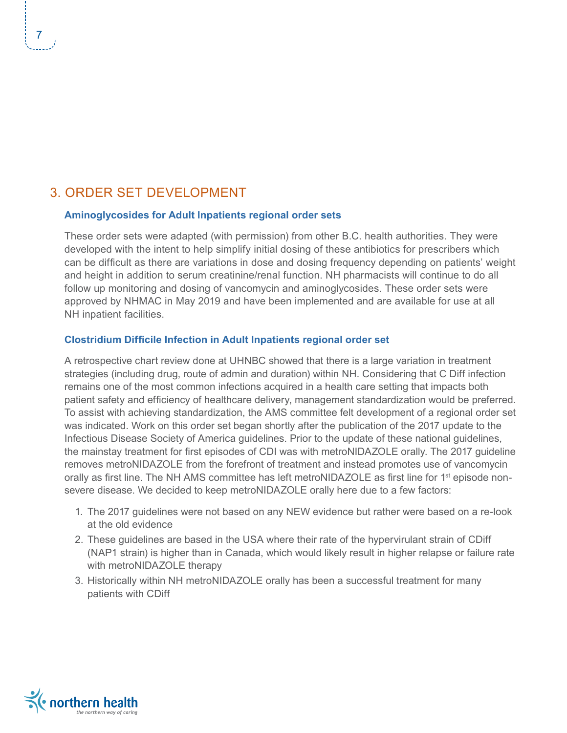## 3. ORDER SET DEVELOPMENT

### Aminoglycosides for Adult Inpatients regional order sets

These order sets were adapted (with permission) from other B.C. health authorities. They were developed with the intent to help simplify initial dosing of these antibiotics for prescribers which can be difficult as there are variations in dose and dosing frequency depending on patients' weight and height in addition to serum creatinine/renal function. NH pharmacists will continue to do all follow up monitoring and dosing of vancomycin and aminoglycosides. These order sets were approved by NHMAC in May 2019 and have been implemented and are available for use at all NH inpatient facilities.

### Clostridium Difficile Infection in Adult Inpatients regional order set

A retrospective chart review done at UHNBC showed that there is a large variation in treatment strategies (including drug, route of admin and duration) within NH. Considering that C Diff infection remains one of the most common infections acquired in a health care setting that impacts both patient safety and efficiency of healthcare delivery, management standardization would be preferred. To assist with achieving standardization, the AMS committee felt development of a regional order set was indicated. Work on this order set began shortly after the publication of the 2017 update to the Infectious Disease Society of America guidelines. Prior to the update of these national guidelines, the mainstay treatment for first episodes of CDI was with metroNIDAZOLE orally. The 2017 guideline removes metroNIDAZOLE from the forefront of treatment and instead promotes use of vancomycin orally as first line. The NH AMS committee has left metroNIDAZOLE as first line for 1st episode non-severe disease. We decided to keep metroNIDAZOLE orally here due to a few factors:

1. The 2017 guidelines were not based on any NEW evidence but rather were based on a re-look at the old evidence
2. These guidelines are based in the USA where their rate of the hypervirulant strain of CDiff (NAP1 strain) is higher than in Canada, which would likely result in higher relapse or failure rate with metroNIDAZOLE therapy
3. Historically within NH metroNIDAZOLE orally has been a successful treatment for many patients with CDiff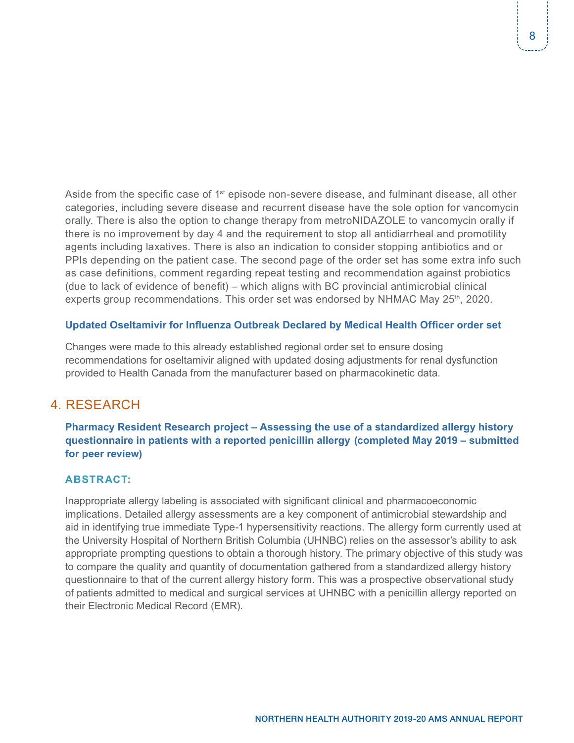Aside from the specific case of 1st episode non-severe disease, and fulminant disease, all other categories, including severe disease and recurrent disease have the sole option for vancomycin orally. There is also the option to change therapy from metroNIDAZOLE to vancomycin orally if there is no improvement by day 4 and the requirement to stop all antidiarrheal and promotility agents including laxatives. There is also an indication to consider stopping antibiotics and or PPIs depending on the patient case. The second page of the order set has some extra info such as case definitions, comment regarding repeat testing and recommendation against probiotics (due to lack of evidence of benefit) – which aligns with BC provincial antimicrobial clinical experts group recommendations. This order set was endorsed by NHMAC May 25th, 2020.

**Updated Oseltamivir for Influenza Outbreak Declared by Medical Health Officer order set**

Changes were made to this already established regional order set to ensure dosing recommendations for oseltamivir aligned with updated dosing adjustments for renal dysfunction provided to Health Canada from the manufacturer based on pharmacokinetic data.

## 4. RESEARCH

**Pharmacy Resident Research project – Assessing the use of a standardized allergy history questionnaire in patients with a reported penicillin allergy (completed May 2019 – submitted for peer review)**

### ABSTRACT:

Inappropriate allergy labeling is associated with significant clinical and pharmacoeconomic implications. Detailed allergy assessments are a key component of antimicrobial stewardship and aid in identifying true immediate Type-1 hypersensitivity reactions. The allergy form currently used at the University Hospital of Northern British Columbia (UHNBC) relies on the assessor's ability to ask appropriate prompting questions to obtain a thorough history. The primary objective of this study was to compare the quality and quantity of documentation gathered from a standardized allergy history questionnaire to that of the current allergy history form. This was a prospective observational study of patients admitted to medical and surgical services at UHNBC with a penicillin allergy reported on their Electronic Medical Record (EMR).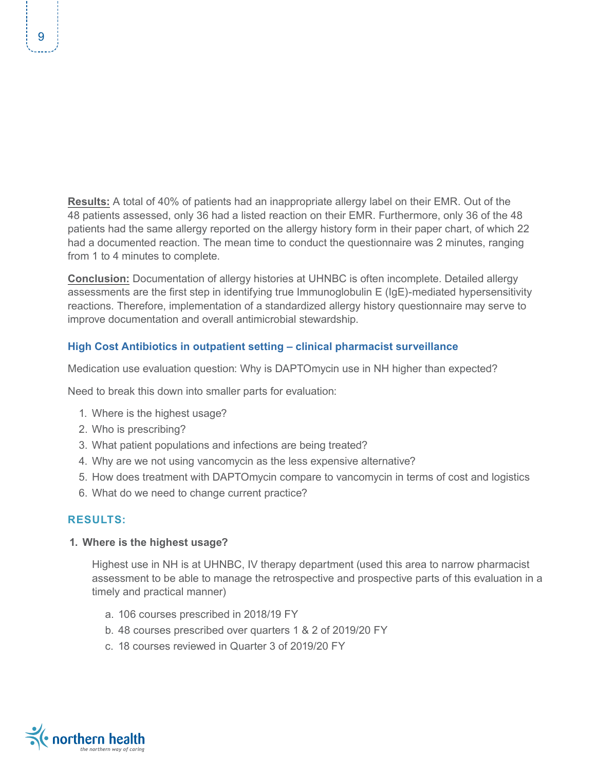**Results:** A total of 40% of patients had an inappropriate allergy label on their EMR. Out of the 48 patients assessed, only 36 had a listed reaction on their EMR. Furthermore, only 36 of the 48 patients had the same allergy reported on the allergy history form in their paper chart, of which 22 had a documented reaction. The mean time to conduct the questionnaire was 2 minutes, ranging from 1 to 4 minutes to complete.

**Conclusion:** Documentation of allergy histories at UHNBC is often incomplete. Detailed allergy assessments are the first step in identifying true Immunoglobulin E (IgE)-mediated hypersensitivity reactions. Therefore, implementation of a standardized allergy history questionnaire may serve to improve documentation and overall antimicrobial stewardship.

### High Cost Antibiotics in outpatient setting – clinical pharmacist surveillance

Medication use evaluation question: Why is DAPTOmycin use in NH higher than expected?

Need to break this down into smaller parts for evaluation:

1. Where is the highest usage?
2. Who is prescribing?
3. What patient populations and infections are being treated?
4. Why are we not using vancomycin as the less expensive alternative?
5. How does treatment with DAPTOmycin compare to vancomycin in terms of cost and logistics
6. What do we need to change current practice?

### RESULTS:

1. **Where is the highest usage?**

   Highest use in NH is at UHNBC, IV therapy department (used this area to narrow pharmacist assessment to be able to manage the retrospective and prospective parts of this evaluation in a timely and practical manner)

   a. 106 courses prescribed in 2018/19 FY
   b. 48 courses prescribed over quarters 1 & 2 of 2019/20 FY
   c. 18 courses reviewed in Quarter 3 of 2019/20 FY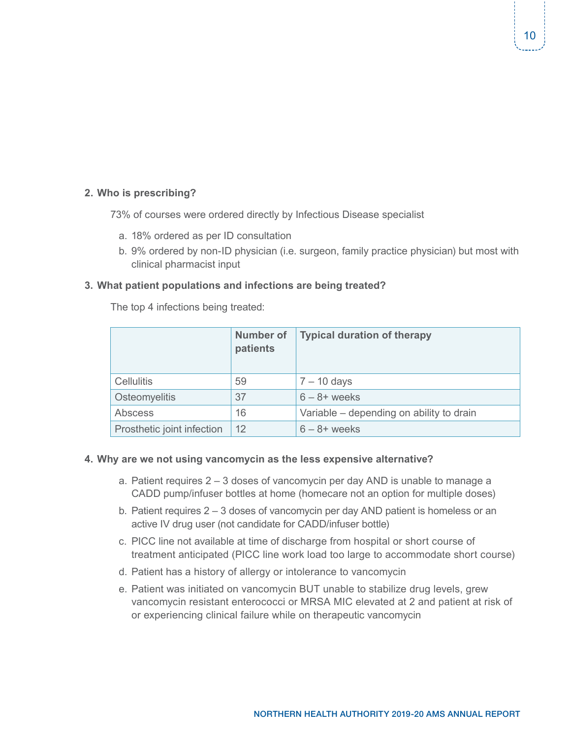**2. Who is prescribing?**

73% of courses were ordered directly by Infectious Disease specialist

a. 18% ordered as per ID consultation
b. 9% ordered by non-ID physician (i.e. surgeon, family practice physician) but most with clinical pharmacist input

**3. What patient populations and infections are being treated?**

The top 4 infections being treated:

| | Number of patients | Typical duration of therapy |
|---|---|---|
| Cellulitis | 59 | 7 – 10 days |
| Osteomyelitis | 37 | 6 – 8+ weeks |
| Abscess | 16 | Variable – depending on ability to drain |
| Prosthetic joint infection | 12 | 6 – 8+ weeks |

**4. Why are we not using vancomycin as the less expensive alternative?**

a. Patient requires 2 – 3 doses of vancomycin per day AND is unable to manage a CADD pump/infuser bottles at home (homecare not an option for multiple doses)
b. Patient requires 2 – 3 doses of vancomycin per day AND patient is homeless or an active IV drug user (not candidate for CADD/infuser bottle)
c. PICC line not available at time of discharge from hospital or short course of treatment anticipated (PICC line work load too large to accommodate short course)
d. Patient has a history of allergy or intolerance to vancomycin
e. Patient was initiated on vancomycin BUT unable to stabilize drug levels, grew vancomycin resistant enterococci or MRSA MIC elevated at 2 and patient at risk of or experiencing clinical failure while on therapeutic vancomycin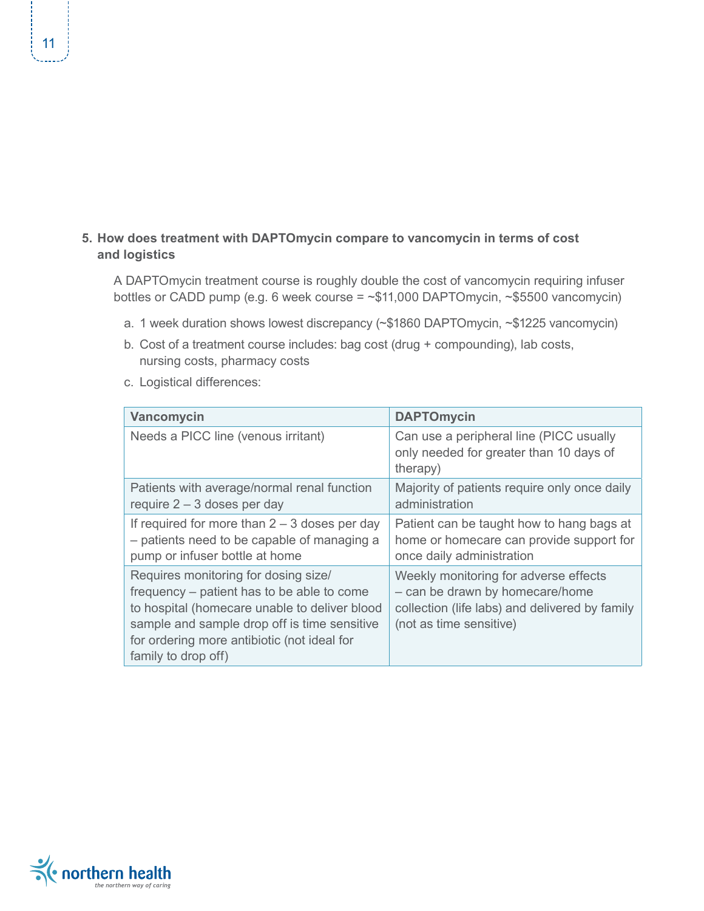5. **How does treatment with DAPTOmycin compare to vancomycin in terms of cost and logistics**

   A DAPTOmycin treatment course is roughly double the cost of vancomycin requiring infuser bottles or CADD pump (e.g. 6 week course = ~$11,000 DAPTOmycin, ~$5500 vancomycin)

   a. 1 week duration shows lowest discrepancy (~$1860 DAPTOmycin, ~$1225 vancomycin)

   b. Cost of a treatment course includes: bag cost (drug + compounding), lab costs, nursing costs, pharmacy costs

   c. Logistical differences:

| Vancomycin | DAPTOmycin |
| --- | --- |
| Needs a PICC line (venous irritant) | Can use a peripheral line (PICC usually only needed for greater than 10 days of therapy) |
| Patients with average/normal renal function require 2 – 3 doses per day | Majority of patients require only once daily administration |
| If required for more than 2 – 3 doses per day – patients need to be capable of managing a pump or infuser bottle at home | Patient can be taught how to hang bags at home or homecare can provide support for once daily administration |
| Requires monitoring for dosing size/ frequency – patient has to be able to come to hospital (homecare unable to deliver blood sample and sample drop off is time sensitive for ordering more antibiotic (not ideal for family to drop off) | Weekly monitoring for adverse effects – can be drawn by homecare/home collection (life labs) and delivered by family (not as time sensitive) |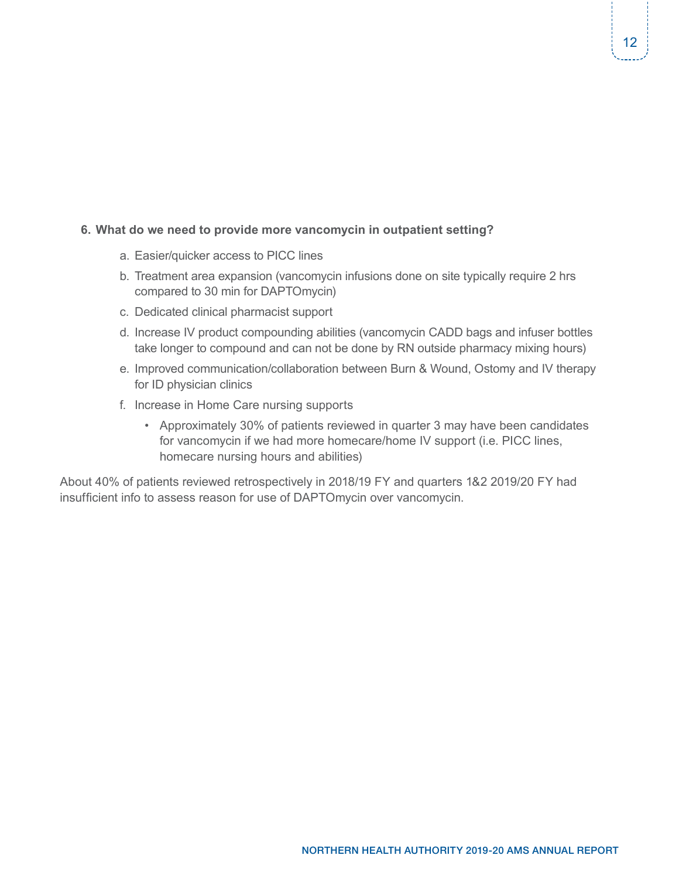**6. What do we need to provide more vancomycin in outpatient setting?**

a. Easier/quicker access to PICC lines

b. Treatment area expansion (vancomycin infusions done on site typically require 2 hrs compared to 30 min for DAPTOmycin)

c. Dedicated clinical pharmacist support

d. Increase IV product compounding abilities (vancomycin CADD bags and infuser bottles take longer to compound and can not be done by RN outside pharmacy mixing hours)

e. Improved communication/collaboration between Burn & Wound, Ostomy and IV therapy for ID physician clinics

f. Increase in Home Care nursing supports

- Approximately 30% of patients reviewed in quarter 3 may have been candidates for vancomycin if we had more homecare/home IV support (i.e. PICC lines, homecare nursing hours and abilities)

About 40% of patients reviewed retrospectively in 2018/19 FY and quarters 1&2 2019/20 FY had insufficient info to assess reason for use of DAPTOmycin over vancomycin.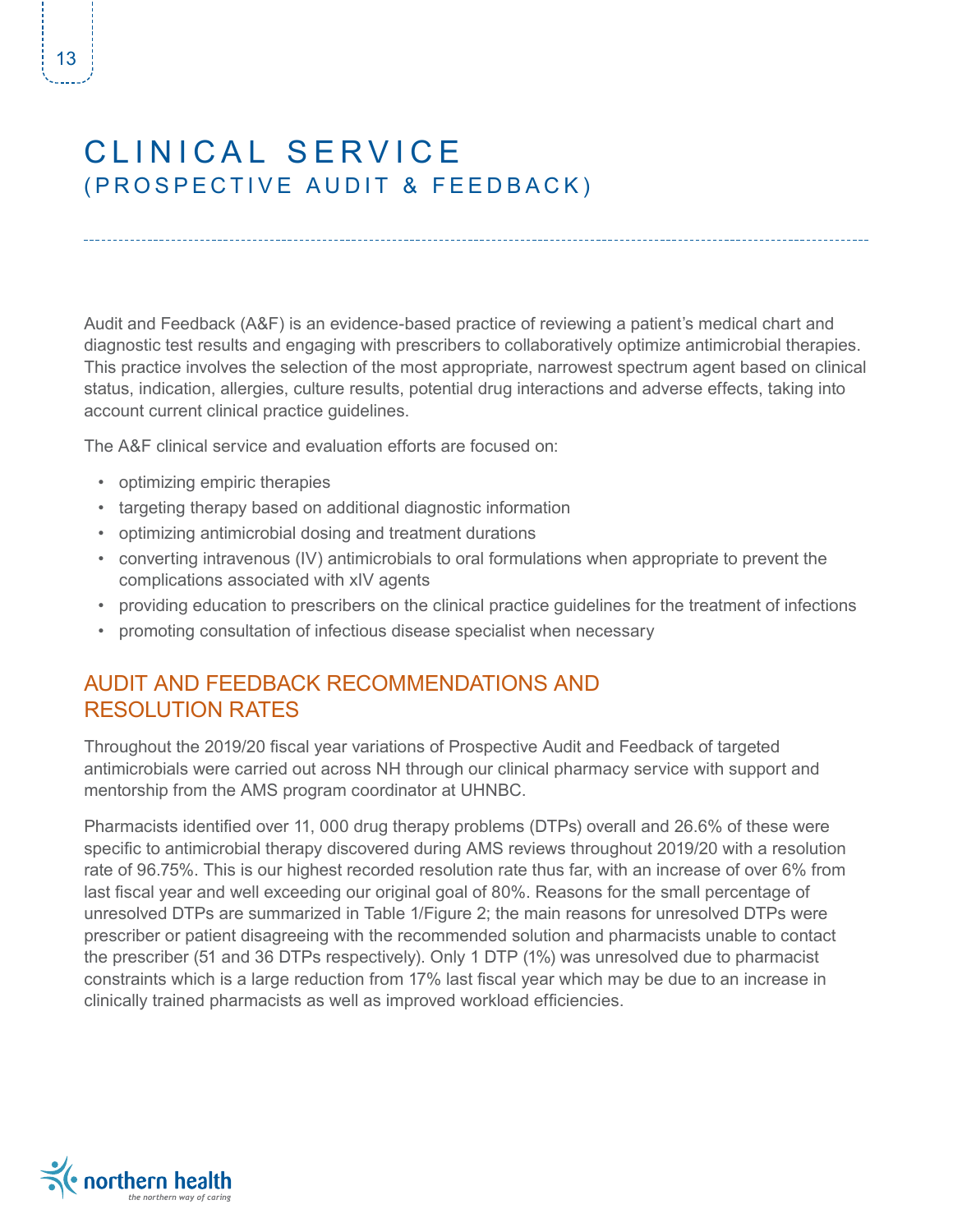# CLINICAL SERVICE
## (PROSPECTIVE AUDIT & FEEDBACK)

Audit and Feedback (A&F) is an evidence-based practice of reviewing a patient's medical chart and diagnostic test results and engaging with prescribers to collaboratively optimize antimicrobial therapies. This practice involves the selection of the most appropriate, narrowest spectrum agent based on clinical status, indication, allergies, culture results, potential drug interactions and adverse effects, taking into account current clinical practice guidelines.

The A&F clinical service and evaluation efforts are focused on:

- optimizing empiric therapies
- targeting therapy based on additional diagnostic information
- optimizing antimicrobial dosing and treatment durations
- converting intravenous (IV) antimicrobials to oral formulations when appropriate to prevent the complications associated with xIV agents
- providing education to prescribers on the clinical practice guidelines for the treatment of infections
- promoting consultation of infectious disease specialist when necessary

### AUDIT AND FEEDBACK RECOMMENDATIONS AND RESOLUTION RATES

Throughout the 2019/20 fiscal year variations of Prospective Audit and Feedback of targeted antimicrobials were carried out across NH through our clinical pharmacy service with support and mentorship from the AMS program coordinator at UHNBC.

Pharmacists identified over 11, 000 drug therapy problems (DTPs) overall and 26.6% of these were specific to antimicrobial therapy discovered during AMS reviews throughout 2019/20 with a resolution rate of 96.75%. This is our highest recorded resolution rate thus far, with an increase of over 6% from last fiscal year and well exceeding our original goal of 80%. Reasons for the small percentage of unresolved DTPs are summarized in Table 1/Figure 2; the main reasons for unresolved DTPs were prescriber or patient disagreeing with the recommended solution and pharmacists unable to contact the prescriber (51 and 36 DTPs respectively). Only 1 DTP (1%) was unresolved due to pharmacist constraints which is a large reduction from 17% last fiscal year which may be due to an increase in clinically trained pharmacists as well as improved workload efficiencies.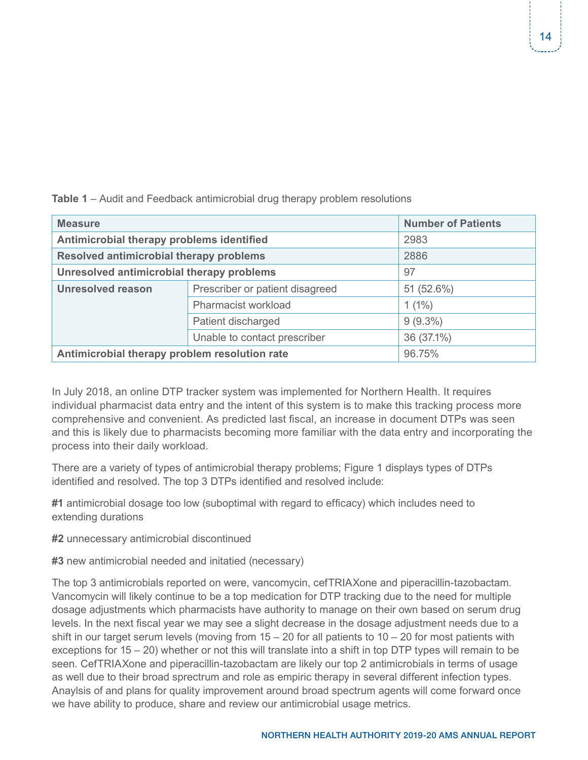**Table 1** – Audit and Feedback antimicrobial drug therapy problem resolutions

| Measure | | Number of Patients |
|---|---|---|
| **Antimicrobial therapy problems identified** | | 2983 |
| **Resolved antimicrobial therapy problems** | | 2886 |
| **Unresolved antimicrobial therapy problems** | | 97 |
| **Unresolved reason** | Prescriber or patient disagreed | 51 (52.6%) |
| | Pharmacist workload | 1 (1%) |
| | Patient discharged | 9 (9.3%) |
| | Unable to contact prescriber | 36 (37.1%) |
| **Antimicrobial therapy problem resolution rate** | | 96.75% |

In July 2018, an online DTP tracker system was implemented for Northern Health. It requires individual pharmacist data entry and the intent of this system is to make this tracking process more comprehensive and convenient. As predicted last fiscal, an increase in document DTPs was seen and this is likely due to pharmacists becoming more familiar with the data entry and incorporating the process into their daily workload.

There are a variety of types of antimicrobial therapy problems; Figure 1 displays types of DTPs identified and resolved. The top 3 DTPs identified and resolved include:

**#1** antimicrobial dosage too low (suboptimal with regard to efficacy) which includes need to extending durations

**#2** unnecessary antimicrobial discontinued

**#3** new antimicrobial needed and initatied (necessary)

The top 3 antimicrobials reported on were, vancomycin, cefTRIAXone and piperacillin-tazobactam. Vancomycin will likely continue to be a top medication for DTP tracking due to the need for multiple dosage adjustments which pharmacists have authority to manage on their own based on serum drug levels. In the next fiscal year we may see a slight decrease in the dosage adjustment needs due to a shift in our target serum levels (moving from 15 – 20 for all patients to 10 – 20 for most patients with exceptions for 15 – 20) whether or not this will translate into a shift in top DTP types will remain to be seen. CefTRIAXone and piperacillin-tazobactam are likely our top 2 antimicrobials in terms of usage as well due to their broad sprectrum and role as empiric therapy in several different infection types. Anaylsis of and plans for quality improvement around broad spectrum agents will come forward once we have ability to produce, share and review our antimicrobial usage metrics.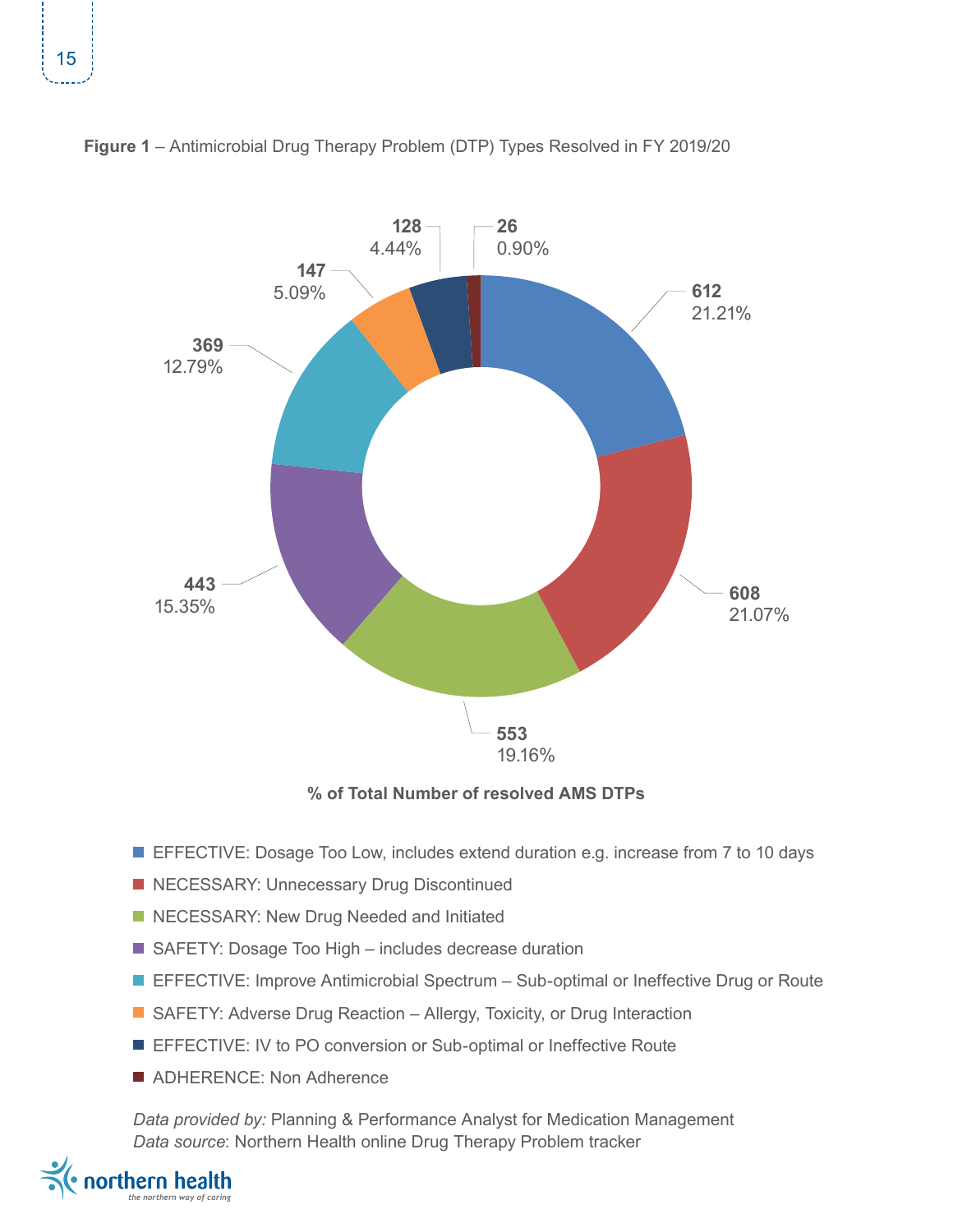**Figure 1** – Antimicrobial Drug Therapy Problem (DTP) Types Resolved in FY 2019/20

| DTP Type | Number | % of Total Number of resolved AMS DTPs |
|---|---|---|
| EFFECTIVE: Dosage Too Low, includes extend duration e.g. increase from 7 to 10 days | 612 | 21.21% |
| NECESSARY: Unnecessary Drug Discontinued | 608 | 21.07% |
| NECESSARY: New Drug Needed and Initiated | 553 | 19.16% |
| SAFETY: Dosage Too High – includes decrease duration | 443 | 15.35% |
| EFFECTIVE: Improve Antimicrobial Spectrum – Sub-optimal or Ineffective Drug or Route | 369 | 12.79% |
| SAFETY: Adverse Drug Reaction – Allergy, Toxicity, or Drug Interaction | 147 | 5.09% |
| EFFECTIVE: IV to PO conversion or Sub-optimal or Ineffective Route | 128 | 4.44% |
| ADHERENCE: Non Adherence | 26 | 0.90% |

*Data provided by:* Planning & Performance Analyst for Medication Management
*Data source*: Northern Health online Drug Therapy Problem tracker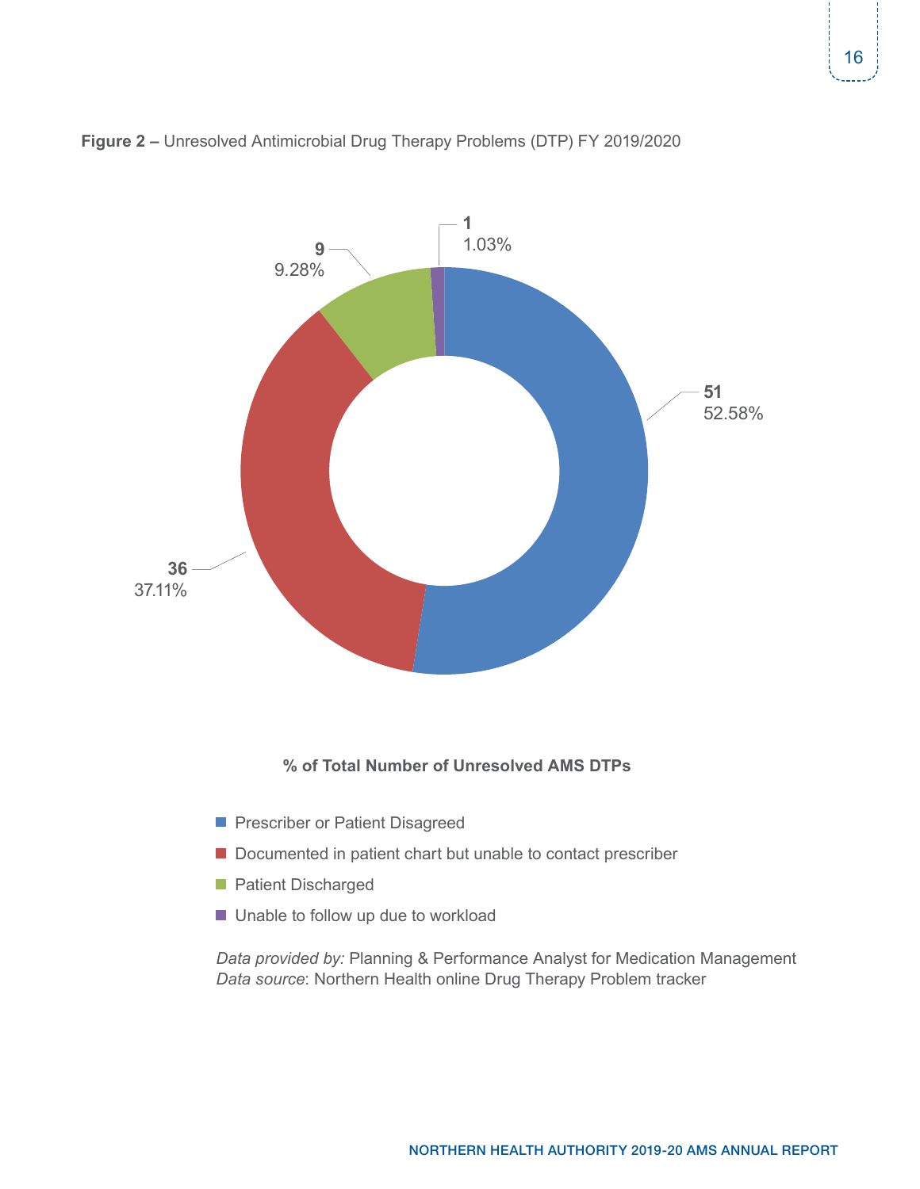**Figure 2 –** Unresolved Antimicrobial Drug Therapy Problems (DTP) FY 2019/2020

**% of Total Number of Unresolved AMS DTPs**

| Category | Number | % |
|---|---|---|
| Prescriber or Patient Disagreed | 51 | 52.58% |
| Documented in patient chart but unable to contact prescriber | 36 | 37.11% |
| Patient Discharged | 9 | 9.28% |
| Unable to follow up due to workload | 1 | 1.03% |

*Data provided by:* Planning & Performance Analyst for Medication Management
*Data source*: Northern Health online Drug Therapy Problem tracker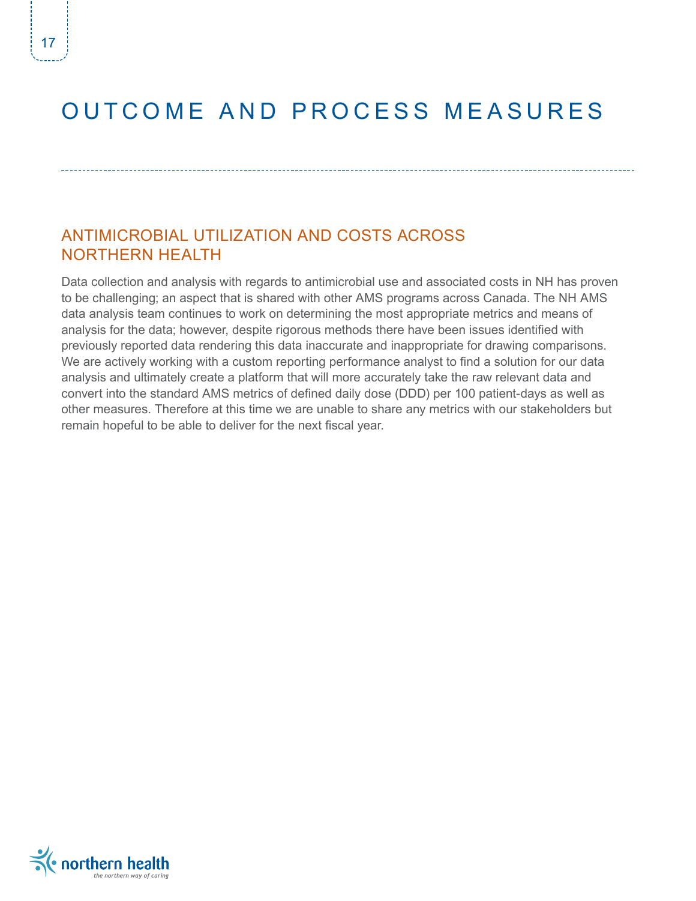# OUTCOME AND PROCESS MEASURES

## ANTIMICROBIAL UTILIZATION AND COSTS ACROSS NORTHERN HEALTH

Data collection and analysis with regards to antimicrobial use and associated costs in NH has proven to be challenging; an aspect that is shared with other AMS programs across Canada. The NH AMS data analysis team continues to work on determining the most appropriate metrics and means of analysis for the data; however, despite rigorous methods there have been issues identified with previously reported data rendering this data inaccurate and inappropriate for drawing comparisons. We are actively working with a custom reporting performance analyst to find a solution for our data analysis and ultimately create a platform that will more accurately take the raw relevant data and convert into the standard AMS metrics of defined daily dose (DDD) per 100 patient-days as well as other measures. Therefore at this time we are unable to share any metrics with our stakeholders but remain hopeful to be able to deliver for the next fiscal year.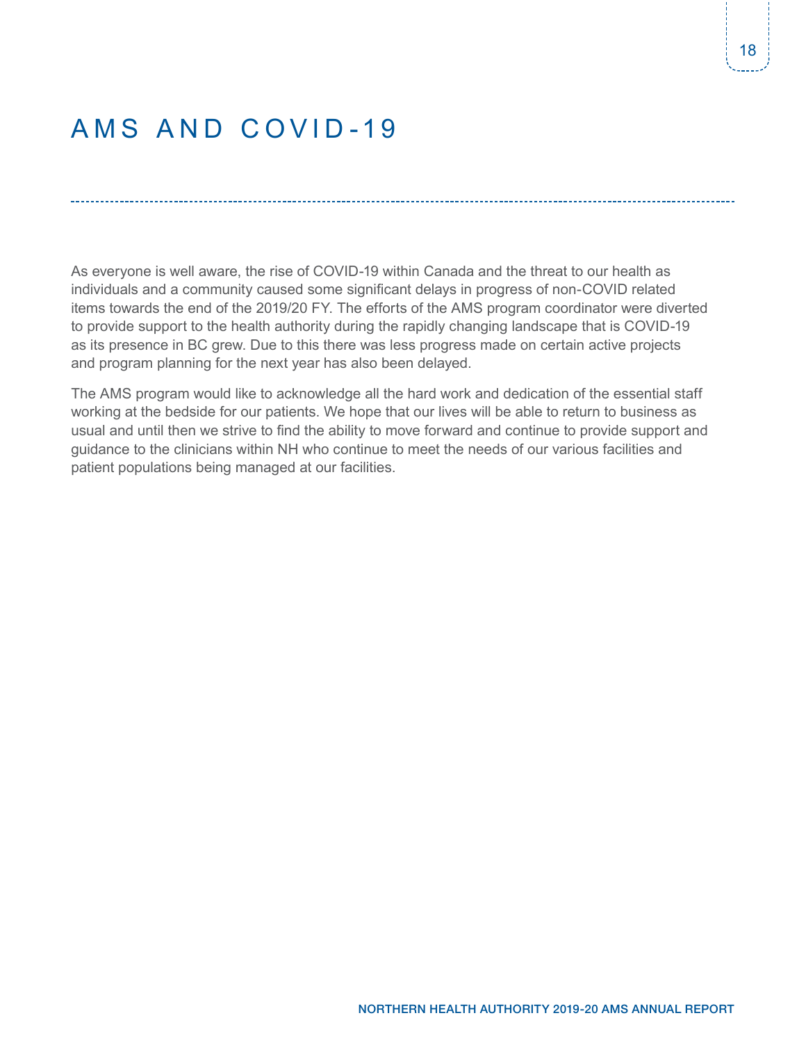# AMS AND COVID-19

As everyone is well aware, the rise of COVID-19 within Canada and the threat to our health as individuals and a community caused some significant delays in progress of non-COVID related items towards the end of the 2019/20 FY. The efforts of the AMS program coordinator were diverted to provide support to the health authority during the rapidly changing landscape that is COVID-19 as its presence in BC grew. Due to this there was less progress made on certain active projects and program planning for the next year has also been delayed.

The AMS program would like to acknowledge all the hard work and dedication of the essential staff working at the bedside for our patients. We hope that our lives will be able to return to business as usual and until then we strive to find the ability to move forward and continue to provide support and guidance to the clinicians within NH who continue to meet the needs of our various facilities and patient populations being managed at our facilities.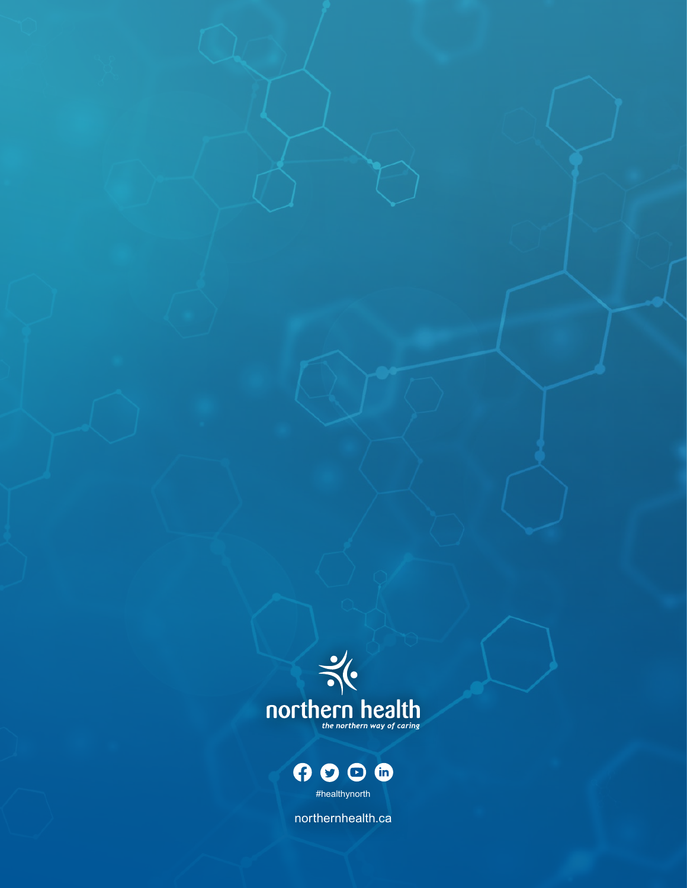northern health

*the northern way of caring*

#healthynorth

northernhealth.ca